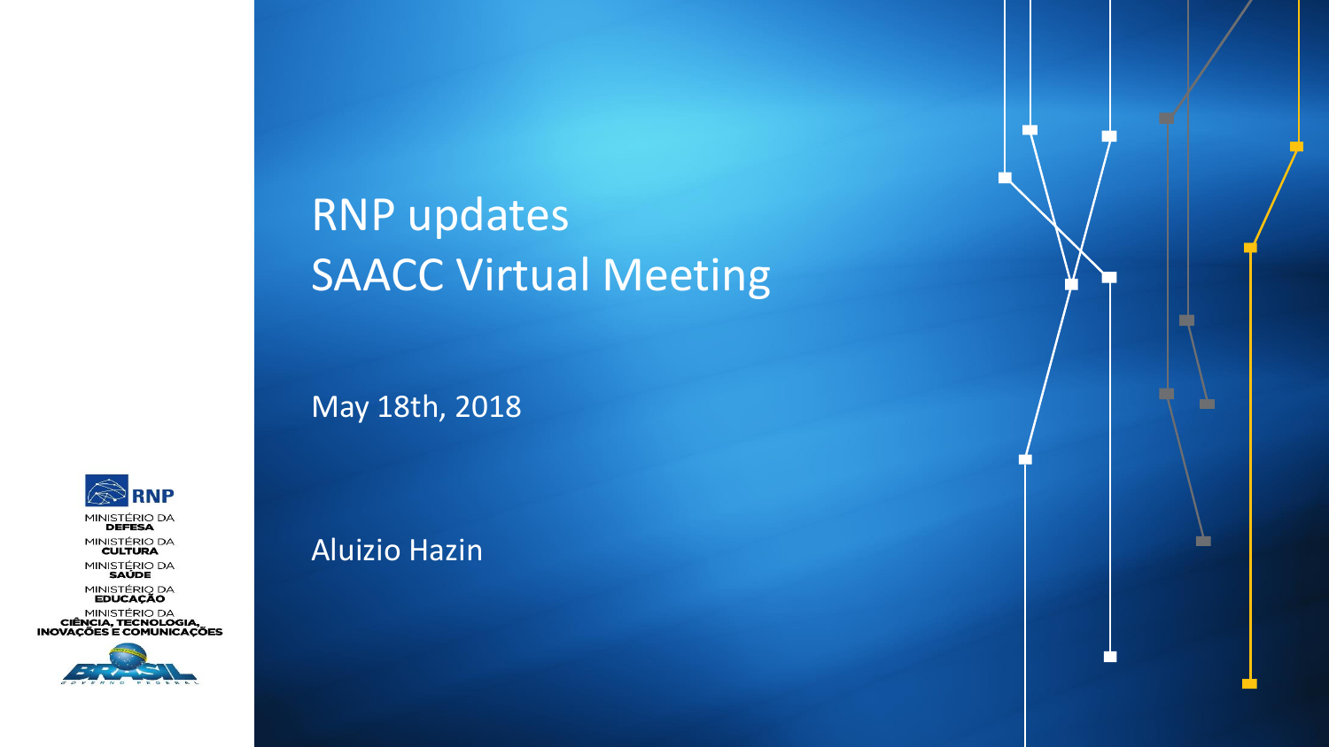# RNP updates
# SAACC Virtual Meeting

May 18th, 2018

Aluizio Hazin

RNP

MINISTÉRIO DA **DEFESA**

MINISTÉRIO DA **CULTURA**

MINISTÉRIO DA **SAÚDE**

MINISTÉRIO DA **EDUCAÇÃO**

MINISTÉRIO DA **CIÊNCIA, TECNOLOGIA, INOVAÇÕES E COMUNICAÇÕES**

BRASIL
GOVERNO FEDERAL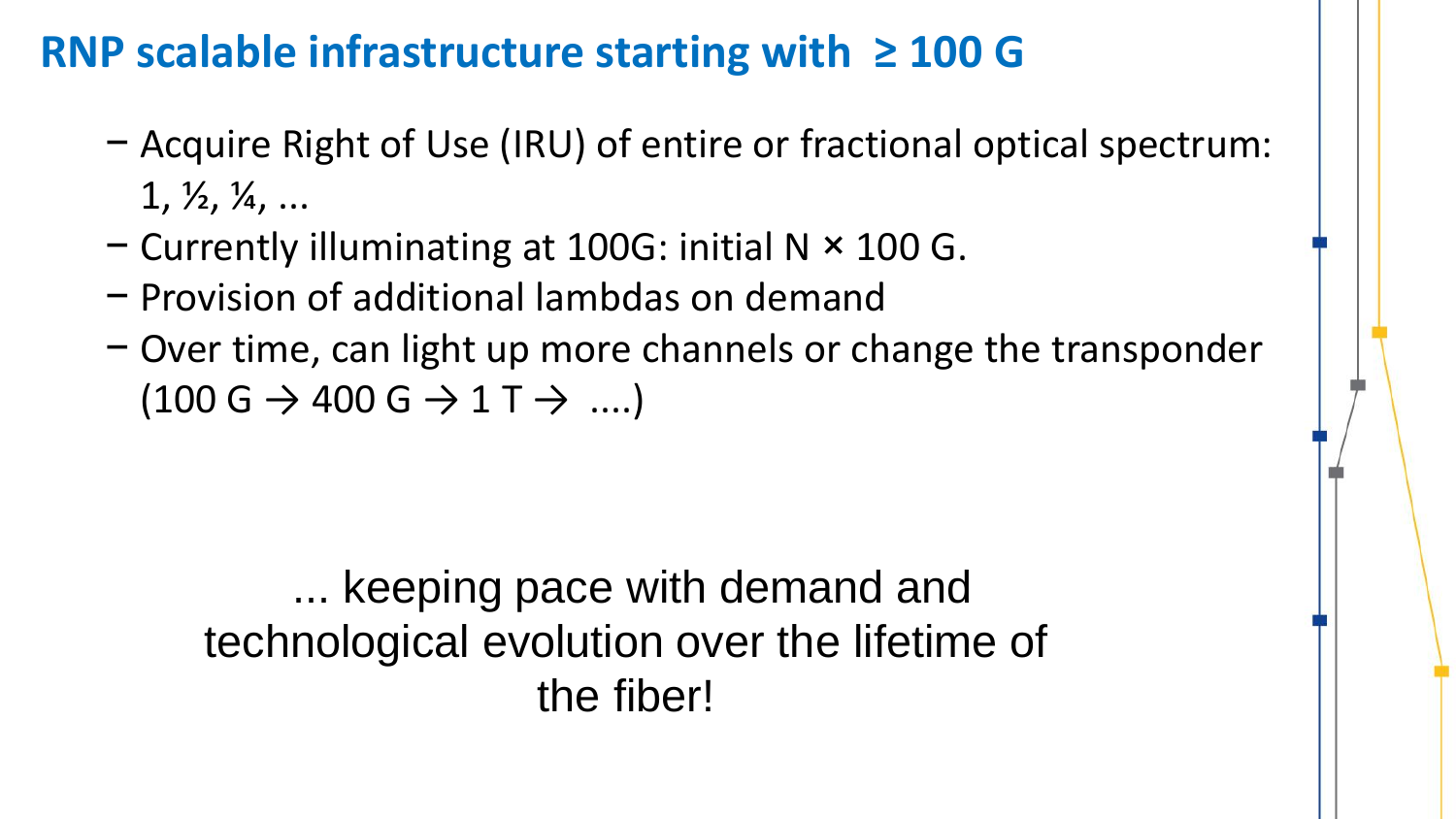## RNP scalable infrastructure starting with ≥ 100 G

- Acquire Right of Use (IRU) of entire or fractional optical spectrum: 1, ½, ¼, ...
- Currently illuminating at 100G: initial N × 100 G.
- Provision of additional lambdas on demand
- Over time, can light up more channels or change the transponder (100 G → 400 G → 1 T → ....)

... keeping pace with demand and technological evolution over the lifetime of the fiber!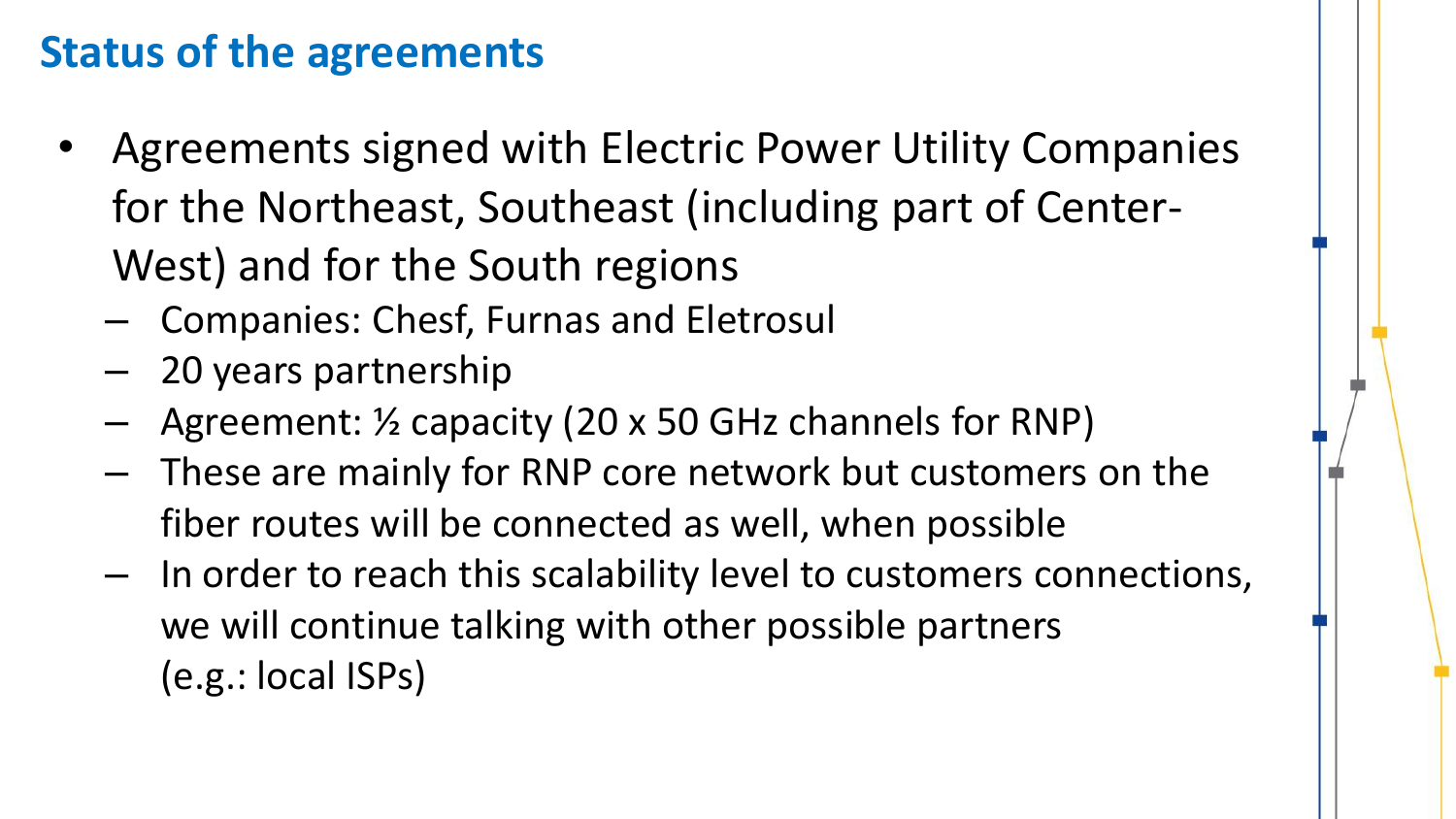## Status of the agreements

- Agreements signed with Electric Power Utility Companies for the Northeast, Southeast (including part of Center-West) and for the South regions
  - Companies: Chesf, Furnas and Eletrosul
  - 20 years partnership
  - Agreement: ½ capacity (20 x 50 GHz channels for RNP)
  - These are mainly for RNP core network but customers on the fiber routes will be connected as well, when possible
  - In order to reach this scalability level to customers connections, we will continue talking with other possible partners (e.g.: local ISPs)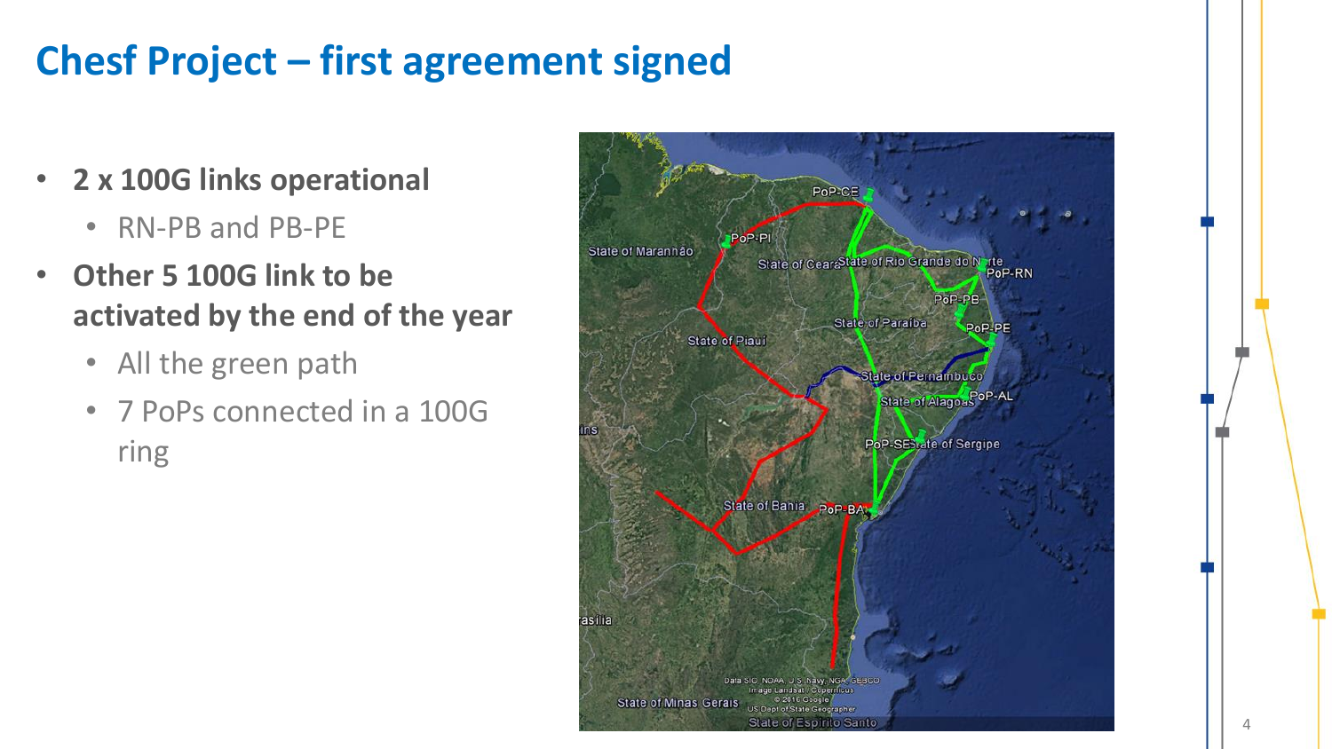# Chesf Project – first agreement signed

- **2 x 100G links operational**
  - RN-PB and PB-PE
- **Other 5 100G link to be activated by the end of the year**
  - All the green path
  - 7 PoPs connected in a 100G ring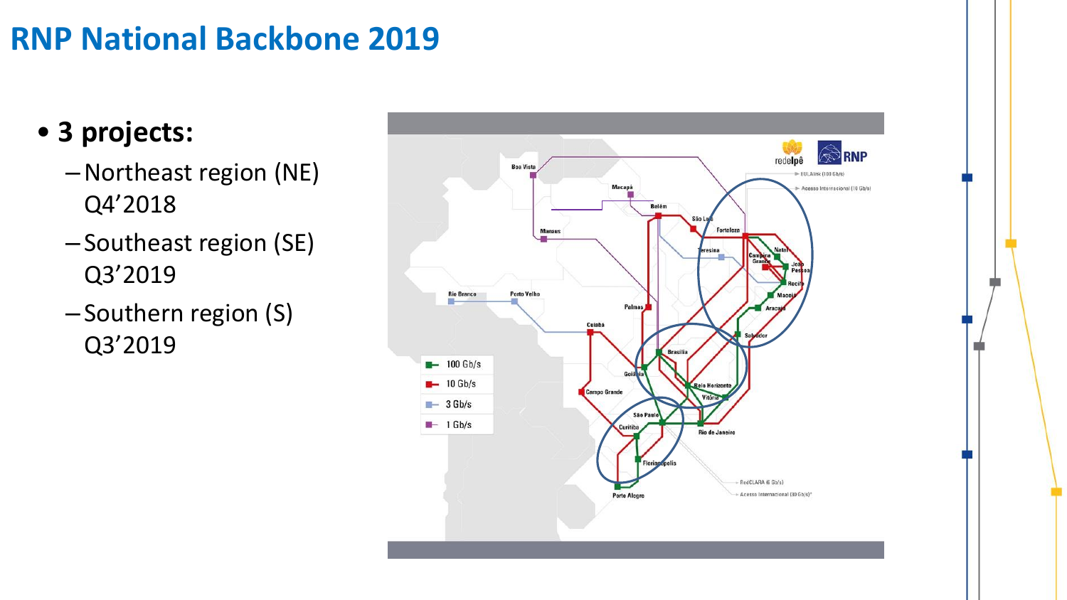# RNP National Backbone 2019

- **3 projects:**
  - Northeast region (NE) Q4’2018
  - Southeast region (SE) Q3’2019
  - Southern region (S) Q3’2019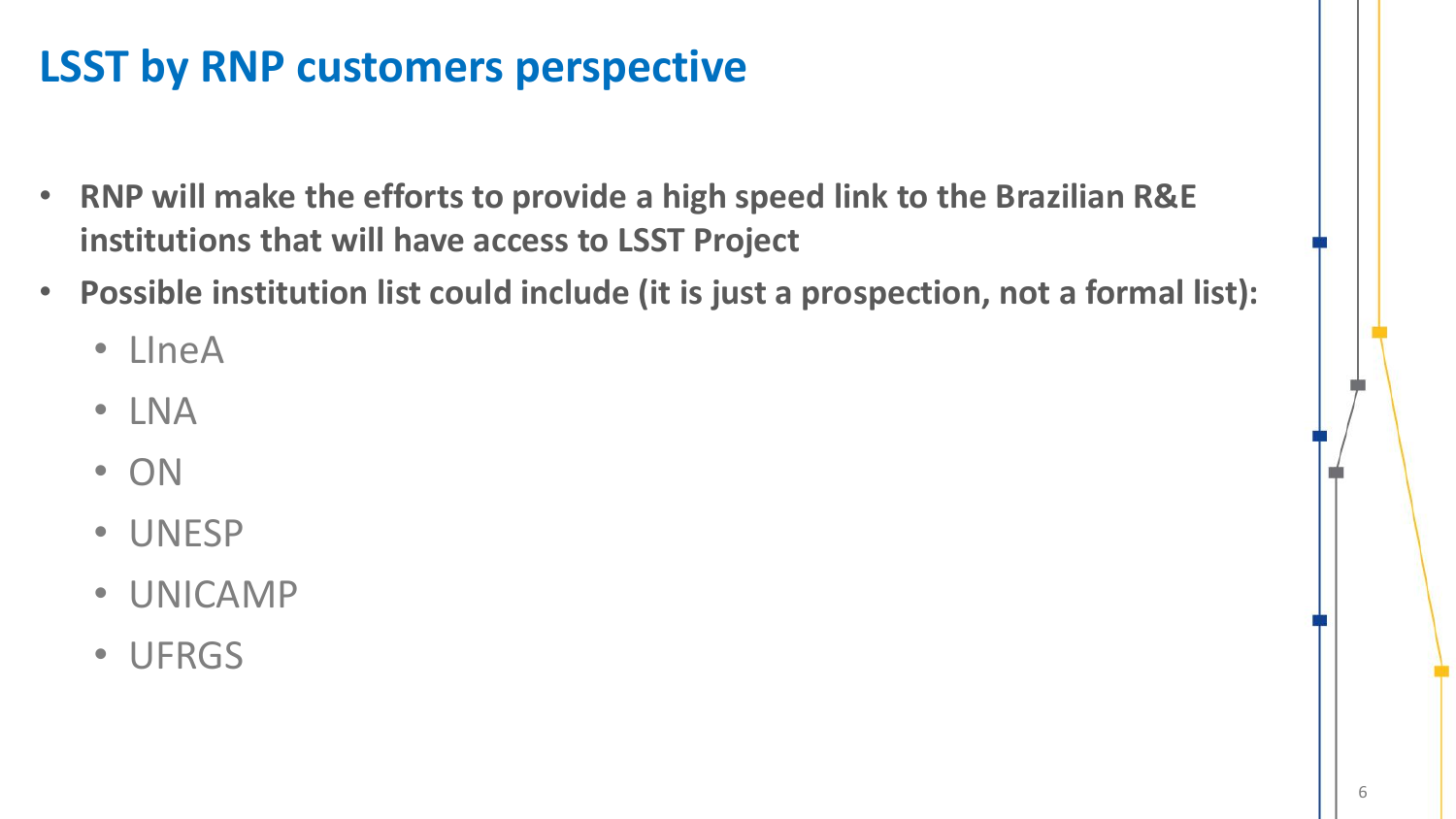# LSST by RNP customers perspective

- **RNP will make the efforts to provide a high speed link to the Brazilian R&E institutions that will have access to LSST Project**
- **Possible institution list could include (it is just a prospection, not a formal list):**
  - LIneA
  - LNA
  - ON
  - UNESP
  - UNICAMP
  - UFRGS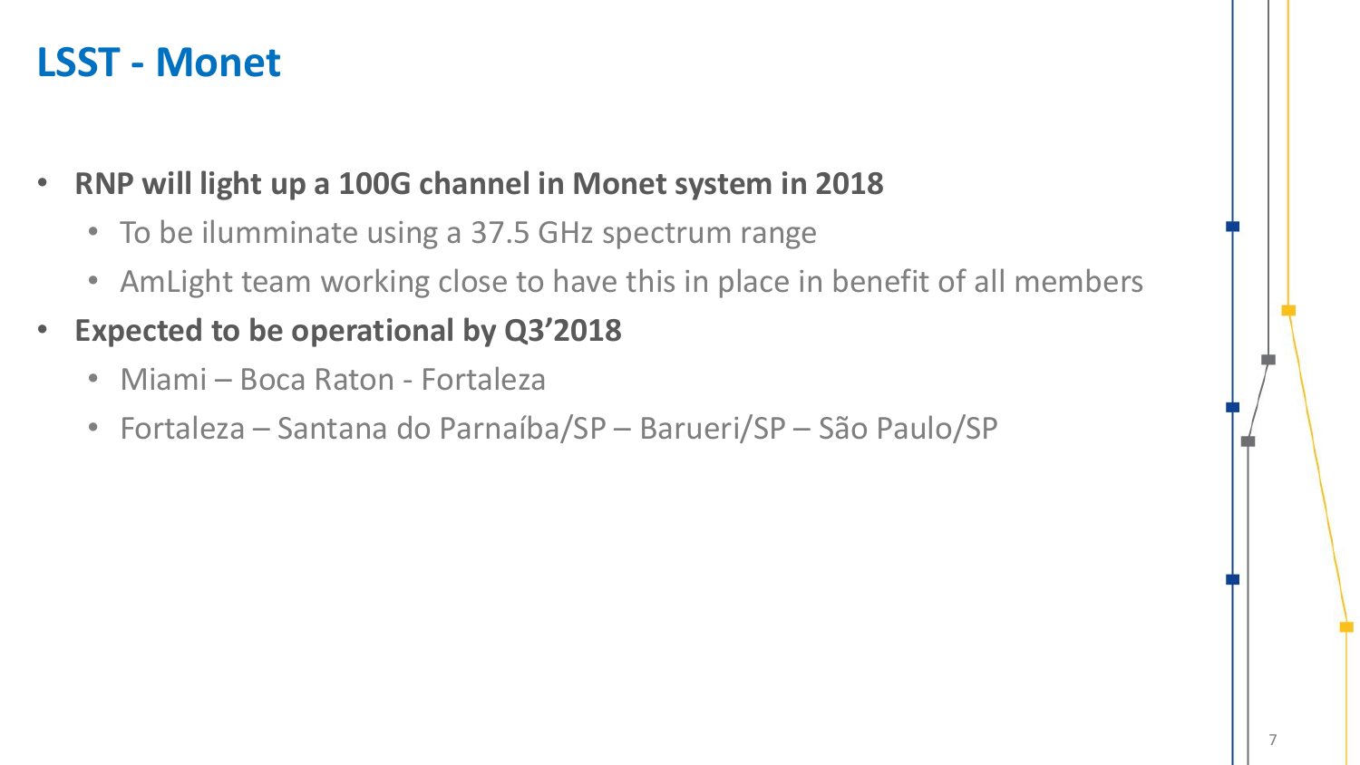# LSST - Monet

- **RNP will light up a 100G channel in Monet system in 2018**
  - To be iluminnate using a 37.5 GHz spectrum range
  - AmLight team working close to have this in place in benefit of all members
- **Expected to be operational by Q3’2018**
  - Miami – Boca Raton - Fortaleza
  - Fortaleza – Santana do Parnaíba/SP – Barueri/SP – São Paulo/SP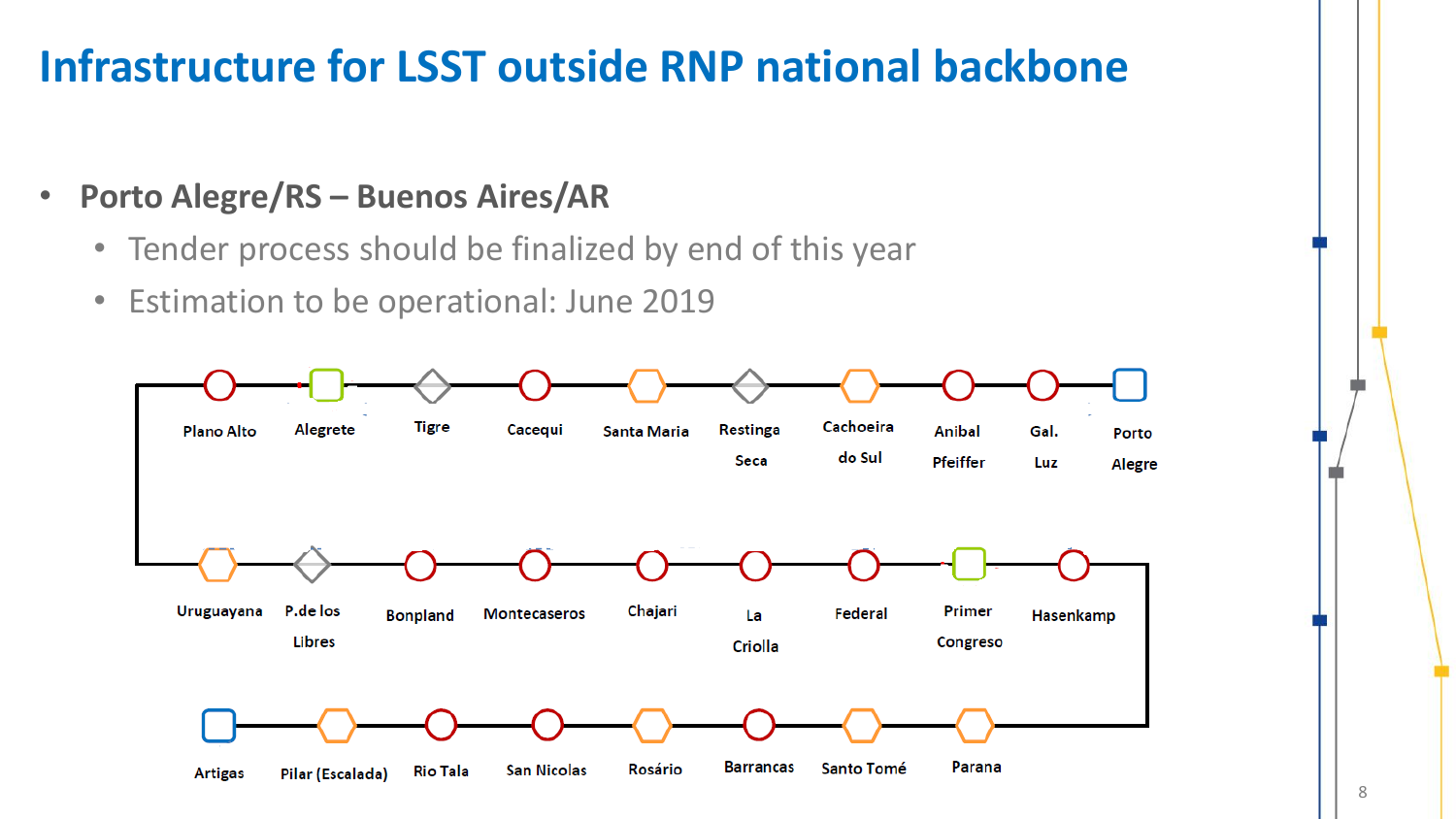# Infrastructure for LSST outside RNP national backbone

- **Porto Alegre/RS – Buenos Aires/AR**
  - Tender process should be finalized by end of this year
  - Estimation to be operational: June 2019

Plano Alto — Alegrete — Tigre — Cacequi — Santa Maria — Restinga Seca — Cachoeira do Sul — Anibal Pfeiffer — Gal. Luz — Porto Alegre

Uruguayana — P.de los Libres — Bonpland — Montecaseros — Chajari — La Criolla — Federal — Primer Congreso — Hasenkamp

Artigas — Pilar (Escalada) — Rio Tala — San Nicolas — Rosário — Barrancas — Santo Tomé — Parana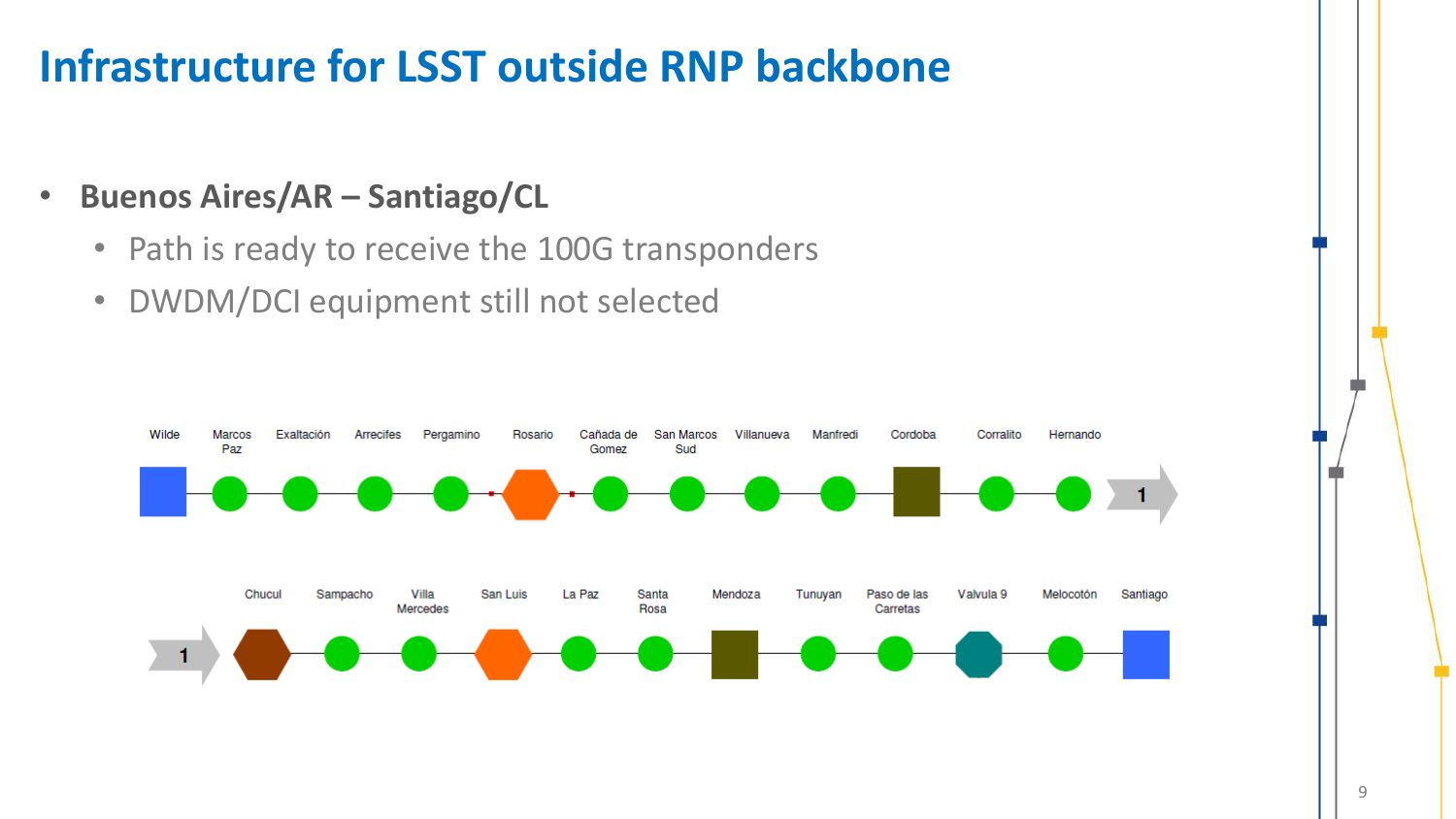# Infrastructure for LSST outside RNP backbone

- **Buenos Aires/AR – Santiago/CL**
  - Path is ready to receive the 100G transponders
  - DWDM/DCI equipment still not selected

Wilde — Marcos Paz — Exaltación — Arrecifes — Pergamino — Rosario — Cañada de Gomez — San Marcos Sud — Villanueva — Manfredi — Cordoba — Corralito — Hernando → 1

1 → Chucul — Sampacho — Villa Mercedes — San Luis — La Paz — Santa Rosa — Mendoza — Tunuyan — Paso de las Carretas — Valvula 9 — Melocotón — Santiago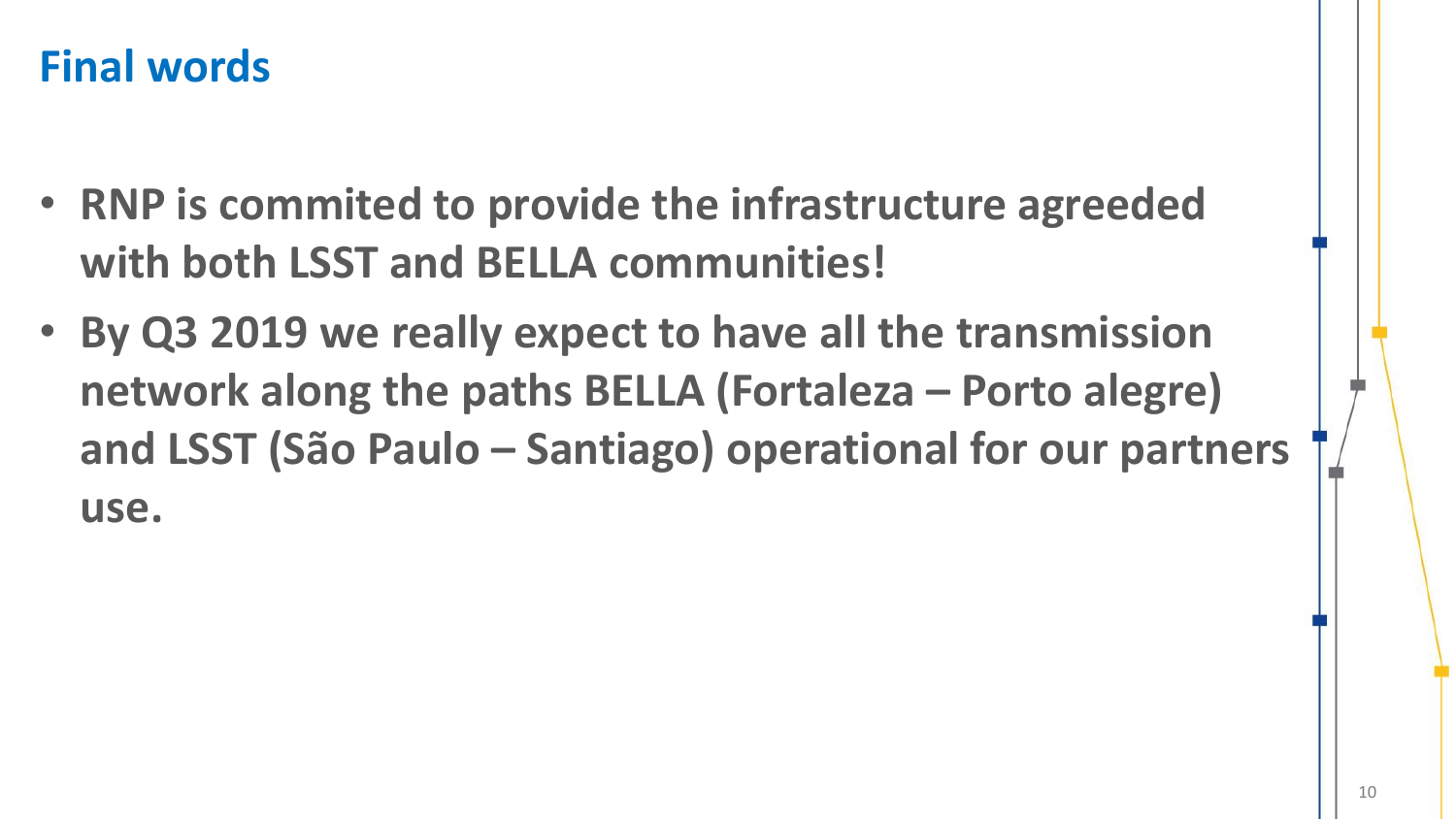# Final words

- **RNP is commited to provide the infrastructure agreeded with both LSST and BELLA communities!**
- **By Q3 2019 we really expect to have all the transmission network along the paths BELLA (Fortaleza – Porto alegre) and LSST (São Paulo – Santiago) operational for our partners use.**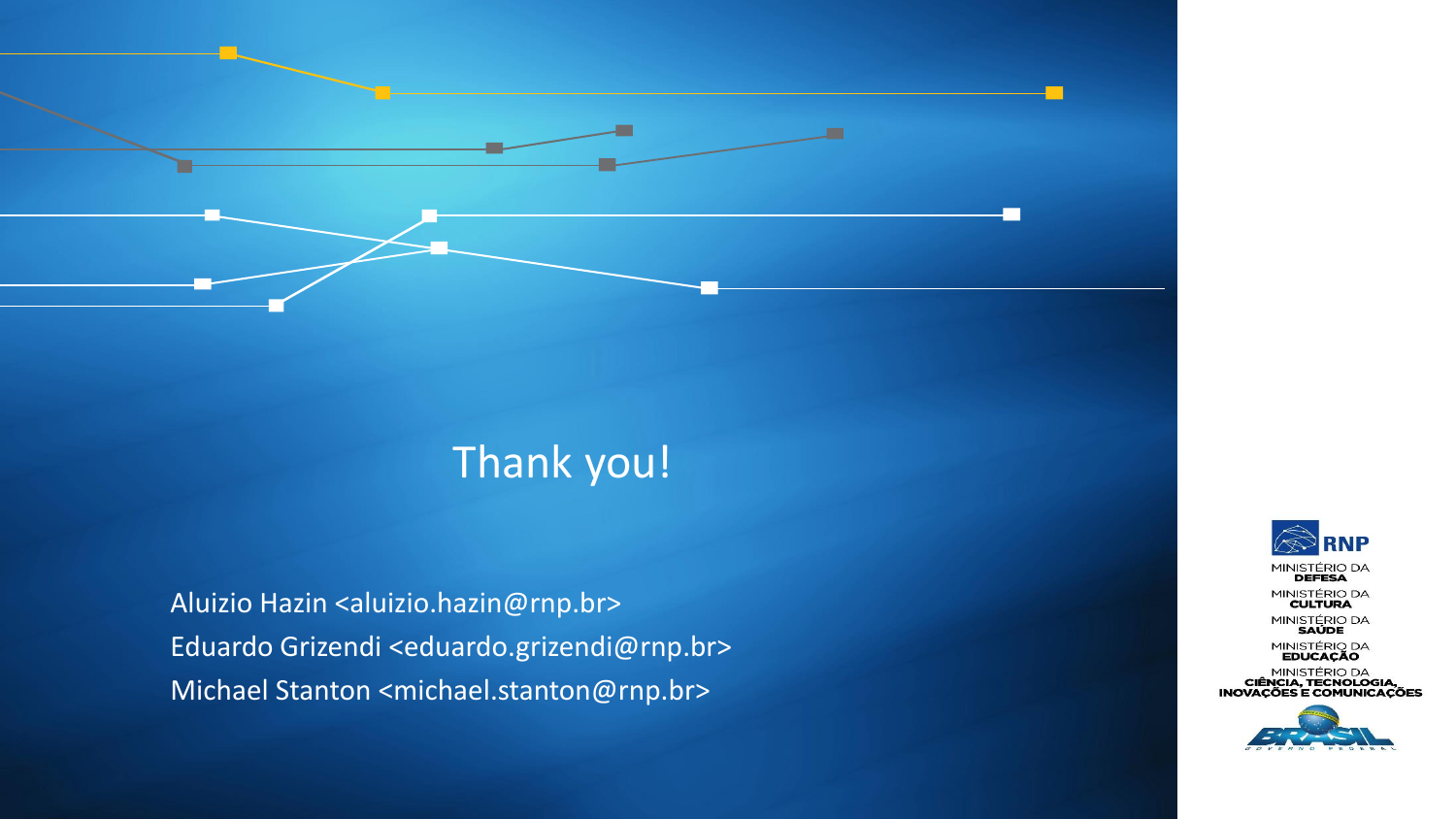# Thank you!

Aluizio Hazin <aluizio.hazin@rnp.br>
Eduardo Grizendi <eduardo.grizendi@rnp.br>
Michael Stanton <michael.stanton@rnp.br>

RNP

MINISTÉRIO DA **DEFESA**

MINISTÉRIO DA **CULTURA**

MINISTÉRIO DA **SAÚDE**

MINISTÉRIO DA **EDUCAÇÃO**

MINISTÉRIO DA **CIÊNCIA, TECNOLOGIA, INOVAÇÕES E COMUNICAÇÕES**

BRASIL GOVERNO FEDERAL